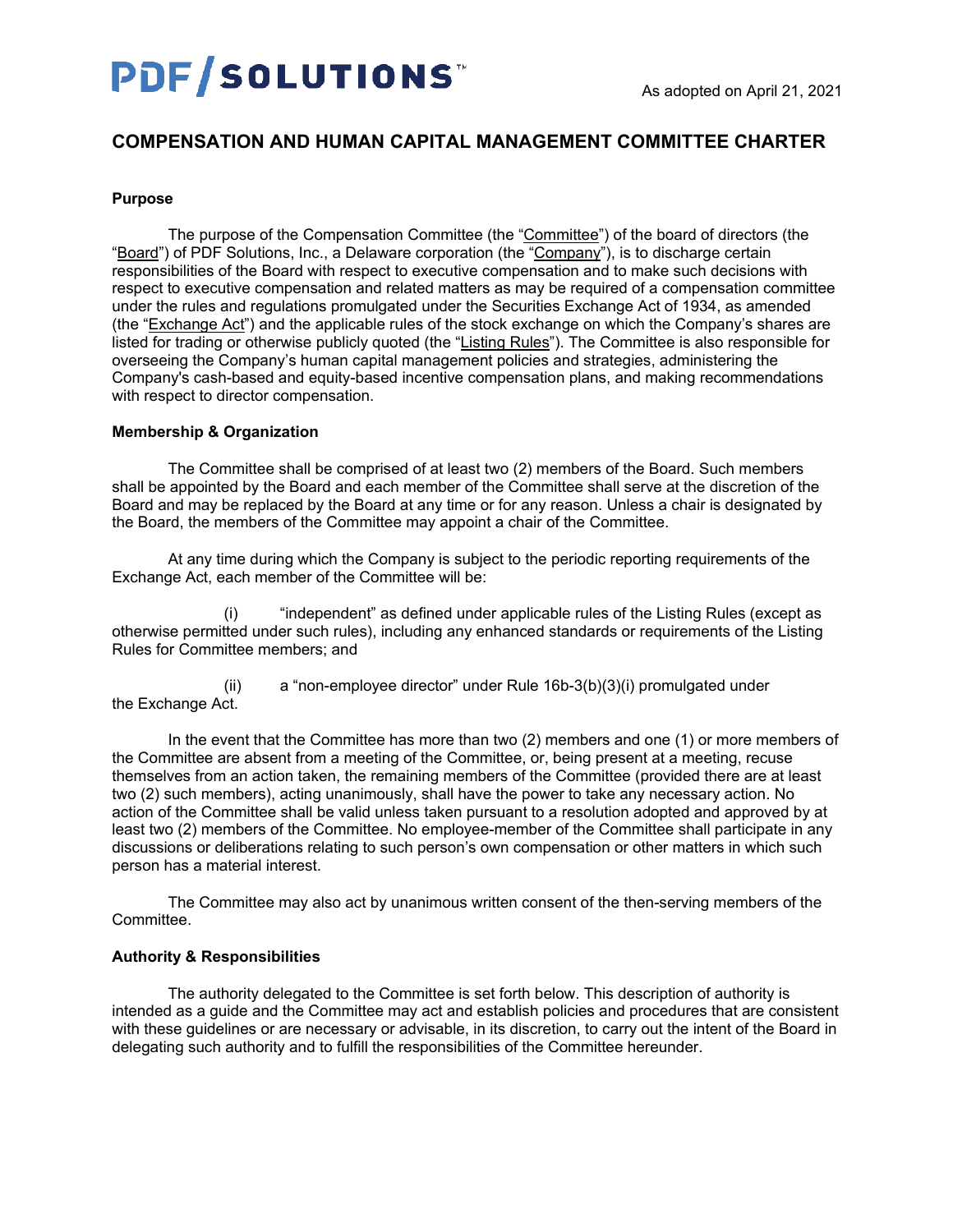PDF/SOLUTIONS™

As adopted on April 21, 2021

# COMPENSATION AND HUMAN CAPITAL MANAGEMENT COMMITTEE CHARTER

**Purpose**

The purpose of the Compensation Committee (the "Committee") of the board of directors (the "Board") of PDF Solutions, Inc., a Delaware corporation (the "Company"), is to discharge certain responsibilities of the Board with respect to executive compensation and to make such decisions with respect to executive compensation and related matters as may be required of a compensation committee under the rules and regulations promulgated under the Securities Exchange Act of 1934, as amended (the "Exchange Act") and the applicable rules of the stock exchange on which the Company's shares are listed for trading or otherwise publicly quoted (the "Listing Rules"). The Committee is also responsible for overseeing the Company's human capital management policies and strategies, administering the Company's cash-based and equity-based incentive compensation plans, and making recommendations with respect to director compensation.

**Membership & Organization**

The Committee shall be comprised of at least two (2) members of the Board. Such members shall be appointed by the Board and each member of the Committee shall serve at the discretion of the Board and may be replaced by the Board at any time or for any reason. Unless a chair is designated by the Board, the members of the Committee may appoint a chair of the Committee.

At any time during which the Company is subject to the periodic reporting requirements of the Exchange Act, each member of the Committee will be:

(i) "independent" as defined under applicable rules of the Listing Rules (except as otherwise permitted under such rules), including any enhanced standards or requirements of the Listing Rules for Committee members; and

(ii) a "non-employee director" under Rule 16b-3(b)(3)(i) promulgated under the Exchange Act.

In the event that the Committee has more than two (2) members and one (1) or more members of the Committee are absent from a meeting of the Committee, or, being present at a meeting, recuse themselves from an action taken, the remaining members of the Committee (provided there are at least two (2) such members), acting unanimously, shall have the power to take any necessary action. No action of the Committee shall be valid unless taken pursuant to a resolution adopted and approved by at least two (2) members of the Committee. No employee-member of the Committee shall participate in any discussions or deliberations relating to such person's own compensation or other matters in which such person has a material interest.

The Committee may also act by unanimous written consent of the then-serving members of the Committee.

**Authority & Responsibilities**

The authority delegated to the Committee is set forth below. This description of authority is intended as a guide and the Committee may act and establish policies and procedures that are consistent with these guidelines or are necessary or advisable, in its discretion, to carry out the intent of the Board in delegating such authority and to fulfill the responsibilities of the Committee hereunder.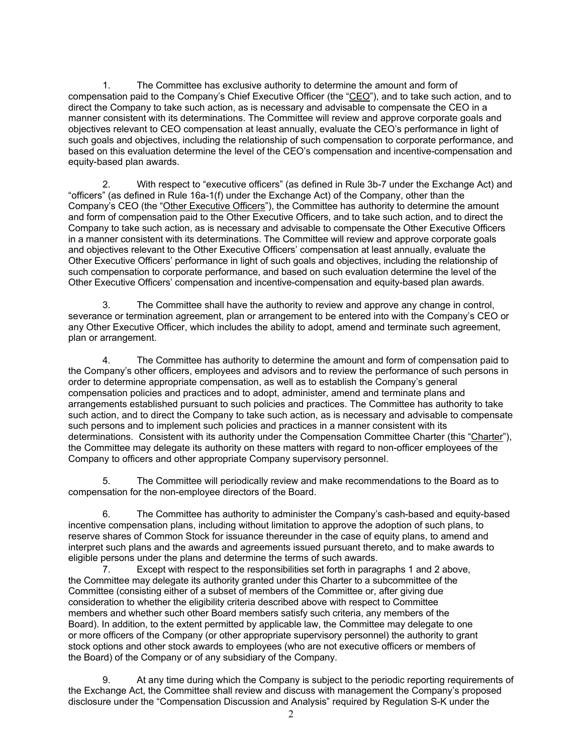1. The Committee has exclusive authority to determine the amount and form of compensation paid to the Company's Chief Executive Officer (the "CEO"), and to take such action, and to direct the Company to take such action, as is necessary and advisable to compensate the CEO in a manner consistent with its determinations. The Committee will review and approve corporate goals and objectives relevant to CEO compensation at least annually, evaluate the CEO's performance in light of such goals and objectives, including the relationship of such compensation to corporate performance, and based on this evaluation determine the level of the CEO's compensation and incentive-compensation and equity-based plan awards.

2. With respect to "executive officers" (as defined in Rule 3b-7 under the Exchange Act) and "officers" (as defined in Rule 16a-1(f) under the Exchange Act) of the Company, other than the Company's CEO (the "Other Executive Officers"), the Committee has authority to determine the amount and form of compensation paid to the Other Executive Officers, and to take such action, and to direct the Company to take such action, as is necessary and advisable to compensate the Other Executive Officers in a manner consistent with its determinations. The Committee will review and approve corporate goals and objectives relevant to the Other Executive Officers' compensation at least annually, evaluate the Other Executive Officers' performance in light of such goals and objectives, including the relationship of such compensation to corporate performance, and based on such evaluation determine the level of the Other Executive Officers' compensation and incentive-compensation and equity-based plan awards.

3. The Committee shall have the authority to review and approve any change in control, severance or termination agreement, plan or arrangement to be entered into with the Company's CEO or any Other Executive Officer, which includes the ability to adopt, amend and terminate such agreement, plan or arrangement.

4. The Committee has authority to determine the amount and form of compensation paid to the Company's other officers, employees and advisors and to review the performance of such persons in order to determine appropriate compensation, as well as to establish the Company's general compensation policies and practices and to adopt, administer, amend and terminate plans and arrangements established pursuant to such policies and practices. The Committee has authority to take such action, and to direct the Company to take such action, as is necessary and advisable to compensate such persons and to implement such policies and practices in a manner consistent with its determinations. Consistent with its authority under the Compensation Committee Charter (this "Charter"), the Committee may delegate its authority on these matters with regard to non-officer employees of the Company to officers and other appropriate Company supervisory personnel.

5. The Committee will periodically review and make recommendations to the Board as to compensation for the non-employee directors of the Board.

6. The Committee has authority to administer the Company's cash-based and equity-based incentive compensation plans, including without limitation to approve the adoption of such plans, to reserve shares of Common Stock for issuance thereunder in the case of equity plans, to amend and interpret such plans and the awards and agreements issued pursuant thereto, and to make awards to eligible persons under the plans and determine the terms of such awards.

7. Except with respect to the responsibilities set forth in paragraphs 1 and 2 above, the Committee may delegate its authority granted under this Charter to a subcommittee of the Committee (consisting either of a subset of members of the Committee or, after giving due consideration to whether the eligibility criteria described above with respect to Committee members and whether such other Board members satisfy such criteria, any members of the Board). In addition, to the extent permitted by applicable law, the Committee may delegate to one or more officers of the Company (or other appropriate supervisory personnel) the authority to grant stock options and other stock awards to employees (who are not executive officers or members of the Board) of the Company or of any subsidiary of the Company.

9. At any time during which the Company is subject to the periodic reporting requirements of the Exchange Act, the Committee shall review and discuss with management the Company's proposed disclosure under the "Compensation Discussion and Analysis" required by Regulation S-K under the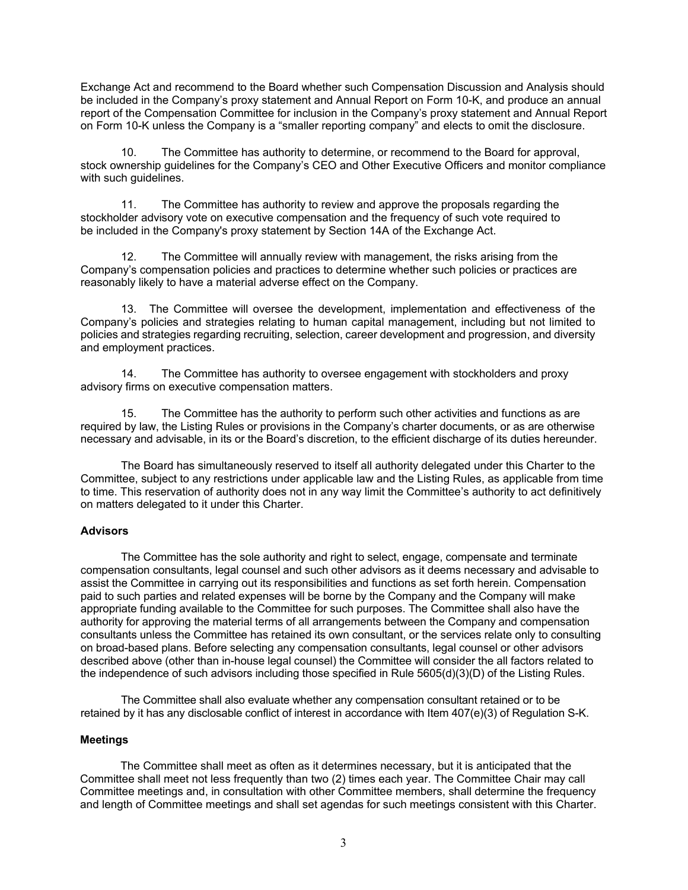Exchange Act and recommend to the Board whether such Compensation Discussion and Analysis should be included in the Company's proxy statement and Annual Report on Form 10-K, and produce an annual report of the Compensation Committee for inclusion in the Company's proxy statement and Annual Report on Form 10-K unless the Company is a "smaller reporting company" and elects to omit the disclosure.

10. The Committee has authority to determine, or recommend to the Board for approval, stock ownership guidelines for the Company's CEO and Other Executive Officers and monitor compliance with such guidelines.

11. The Committee has authority to review and approve the proposals regarding the stockholder advisory vote on executive compensation and the frequency of such vote required to be included in the Company's proxy statement by Section 14A of the Exchange Act.

12. The Committee will annually review with management, the risks arising from the Company's compensation policies and practices to determine whether such policies or practices are reasonably likely to have a material adverse effect on the Company.

13. The Committee will oversee the development, implementation and effectiveness of the Company's policies and strategies relating to human capital management, including but not limited to policies and strategies regarding recruiting, selection, career development and progression, and diversity and employment practices.

14. The Committee has authority to oversee engagement with stockholders and proxy advisory firms on executive compensation matters.

15. The Committee has the authority to perform such other activities and functions as are required by law, the Listing Rules or provisions in the Company's charter documents, or as are otherwise necessary and advisable, in its or the Board's discretion, to the efficient discharge of its duties hereunder.

The Board has simultaneously reserved to itself all authority delegated under this Charter to the Committee, subject to any restrictions under applicable law and the Listing Rules, as applicable from time to time. This reservation of authority does not in any way limit the Committee's authority to act definitively on matters delegated to it under this Charter.

**Advisors**

The Committee has the sole authority and right to select, engage, compensate and terminate compensation consultants, legal counsel and such other advisors as it deems necessary and advisable to assist the Committee in carrying out its responsibilities and functions as set forth herein. Compensation paid to such parties and related expenses will be borne by the Company and the Company will make appropriate funding available to the Committee for such purposes. The Committee shall also have the authority for approving the material terms of all arrangements between the Company and compensation consultants unless the Committee has retained its own consultant, or the services relate only to consulting on broad-based plans. Before selecting any compensation consultants, legal counsel or other advisors described above (other than in-house legal counsel) the Committee will consider the all factors related to the independence of such advisors including those specified in Rule 5605(d)(3)(D) of the Listing Rules.

The Committee shall also evaluate whether any compensation consultant retained or to be retained by it has any disclosable conflict of interest in accordance with Item 407(e)(3) of Regulation S-K.

**Meetings**

The Committee shall meet as often as it determines necessary, but it is anticipated that the Committee shall meet not less frequently than two (2) times each year. The Committee Chair may call Committee meetings and, in consultation with other Committee members, shall determine the frequency and length of Committee meetings and shall set agendas for such meetings consistent with this Charter.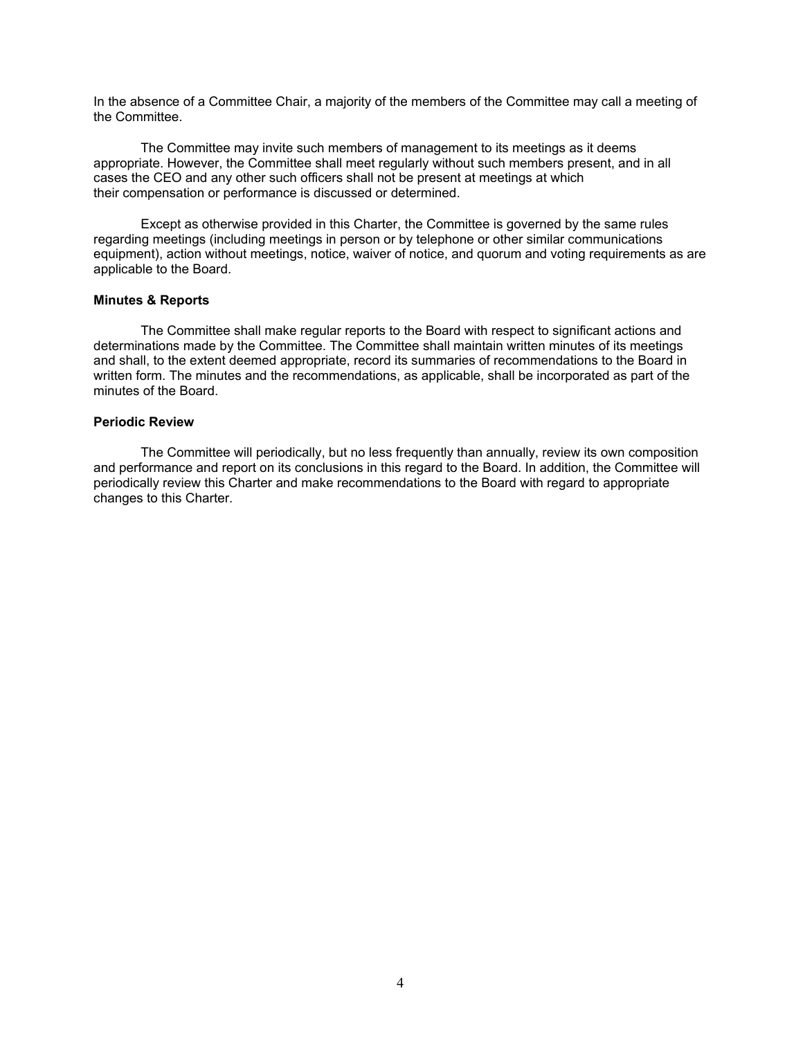In the absence of a Committee Chair, a majority of the members of the Committee may call a meeting of the Committee.

The Committee may invite such members of management to its meetings as it deems appropriate. However, the Committee shall meet regularly without such members present, and in all cases the CEO and any other such officers shall not be present at meetings at which their compensation or performance is discussed or determined.

Except as otherwise provided in this Charter, the Committee is governed by the same rules regarding meetings (including meetings in person or by telephone or other similar communications equipment), action without meetings, notice, waiver of notice, and quorum and voting requirements as are applicable to the Board.

**Minutes & Reports**

The Committee shall make regular reports to the Board with respect to significant actions and determinations made by the Committee. The Committee shall maintain written minutes of its meetings and shall, to the extent deemed appropriate, record its summaries of recommendations to the Board in written form. The minutes and the recommendations, as applicable, shall be incorporated as part of the minutes of the Board.

**Periodic Review**

The Committee will periodically, but no less frequently than annually, review its own composition and performance and report on its conclusions in this regard to the Board. In addition, the Committee will periodically review this Charter and make recommendations to the Board with regard to appropriate changes to this Charter.